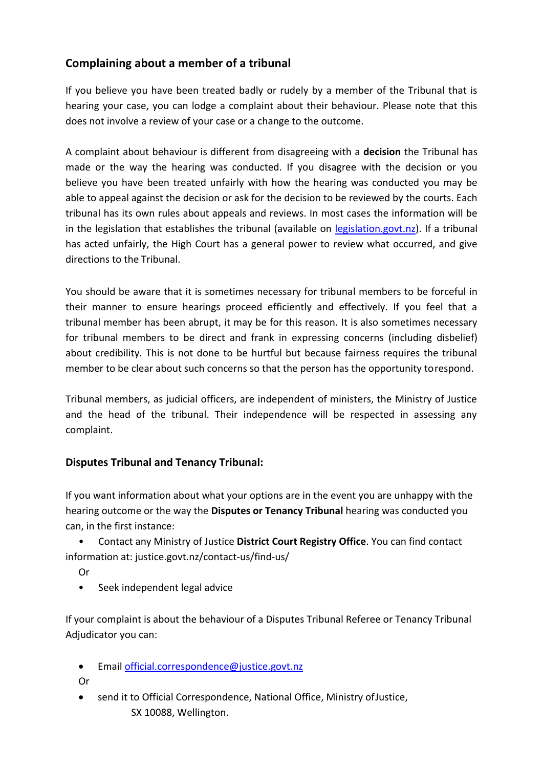## Complaining about a member of a tribunal

If you believe you have been treated badly or rudely by a member of the Tribunal that is hearing your case, you can lodge a complaint about their behaviour. Please note that this does not involve a review of your case or a change to the outcome.

A complaint about behaviour is different from disagreeing with a **decision** the Tribunal has made or the way the hearing was conducted. If you disagree with the decision or you believe you have been treated unfairly with how the hearing was conducted you may be able to appeal against the decision or ask for the decision to be reviewed by the courts. Each tribunal has its own rules about appeals and reviews. In most cases the information will be in the legislation that establishes the tribunal (available on [legislation.govt.nz](legislation.govt.nz)). If a tribunal has acted unfairly, the High Court has a general power to review what occurred, and give directions to the Tribunal.

You should be aware that it is sometimes necessary for tribunal members to be forceful in their manner to ensure hearings proceed efficiently and effectively. If you feel that a tribunal member has been abrupt, it may be for this reason. It is also sometimes necessary for tribunal members to be direct and frank in expressing concerns (including disbelief) about credibility. This is not done to be hurtful but because fairness requires the tribunal member to be clear about such concerns so that the person has the opportunity to respond.

Tribunal members, as judicial officers, are independent of ministers, the Ministry of Justice and the head of the tribunal. Their independence will be respected in assessing any complaint.

### Disputes Tribunal and Tenancy Tribunal:

If you want information about what your options are in the event you are unhappy with the hearing outcome or the way the **Disputes or Tenancy Tribunal** hearing was conducted you can, in the first instance:

- Contact any Ministry of Justice **District Court Registry Office**. You can find contact information at: justice.govt.nz/contact-us/find-us/

  Or

- Seek independent legal advice

If your complaint is about the behaviour of a Disputes Tribunal Referee or Tenancy Tribunal Adjudicator you can:

- Email [official.correspondence@justice.govt.nz](mailto:official.correspondence@justice.govt.nz)

  Or

- send it to Official Correspondence, National Office, Ministry of Justice, SX 10088, Wellington.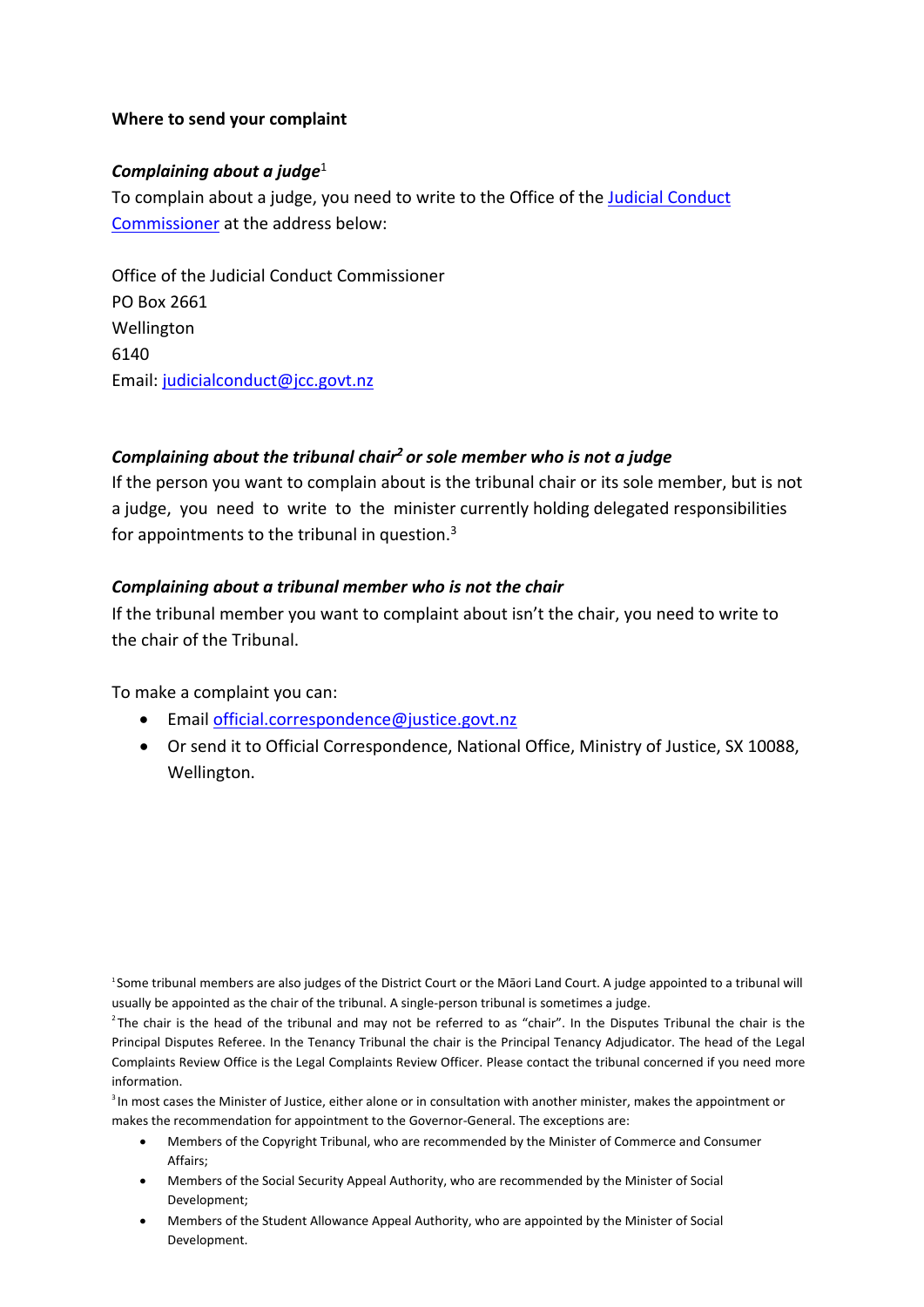**Where to send your complaint**

***Complaining about a judge***[1]

To complain about a judge, you need to write to the Office of the [Judicial Conduct Commissioner](#) at the address below:

Office of the Judicial Conduct Commissioner
PO Box 2661
Wellington
6140
Email: [judicialconduct@jcc.govt.nz](mailto:judicialconduct@jcc.govt.nz)

***Complaining about the tribunal chair[2] or sole member who is not a judge***

If the person you want to complain about is the tribunal chair or its sole member, but is not a judge, you need to write to the minister currently holding delegated responsibilities for appointments to the tribunal in question.[3]

***Complaining about a tribunal member who is not the chair***

If the tribunal member you want to complaint about isn't the chair, you need to write to the chair of the Tribunal.

To make a complaint you can:

- Email [official.correspondence@justice.govt.nz](mailto:official.correspondence@justice.govt.nz)
- Or send it to Official Correspondence, National Office, Ministry of Justice, SX 10088, Wellington.

[1] Some tribunal members are also judges of the District Court or the Māori Land Court. A judge appointed to a tribunal will usually be appointed as the chair of the tribunal. A single-person tribunal is sometimes a judge.

[2] The chair is the head of the tribunal and may not be referred to as "chair". In the Disputes Tribunal the chair is the Principal Disputes Referee. In the Tenancy Tribunal the chair is the Principal Tenancy Adjudicator. The head of the Legal Complaints Review Office is the Legal Complaints Review Officer. Please contact the tribunal concerned if you need more information.

[3] In most cases the Minister of Justice, either alone or in consultation with another minister, makes the appointment or makes the recommendation for appointment to the Governor-General. The exceptions are:

- Members of the Copyright Tribunal, who are recommended by the Minister of Commerce and Consumer Affairs;
- Members of the Social Security Appeal Authority, who are recommended by the Minister of Social Development;
- Members of the Student Allowance Appeal Authority, who are appointed by the Minister of Social Development.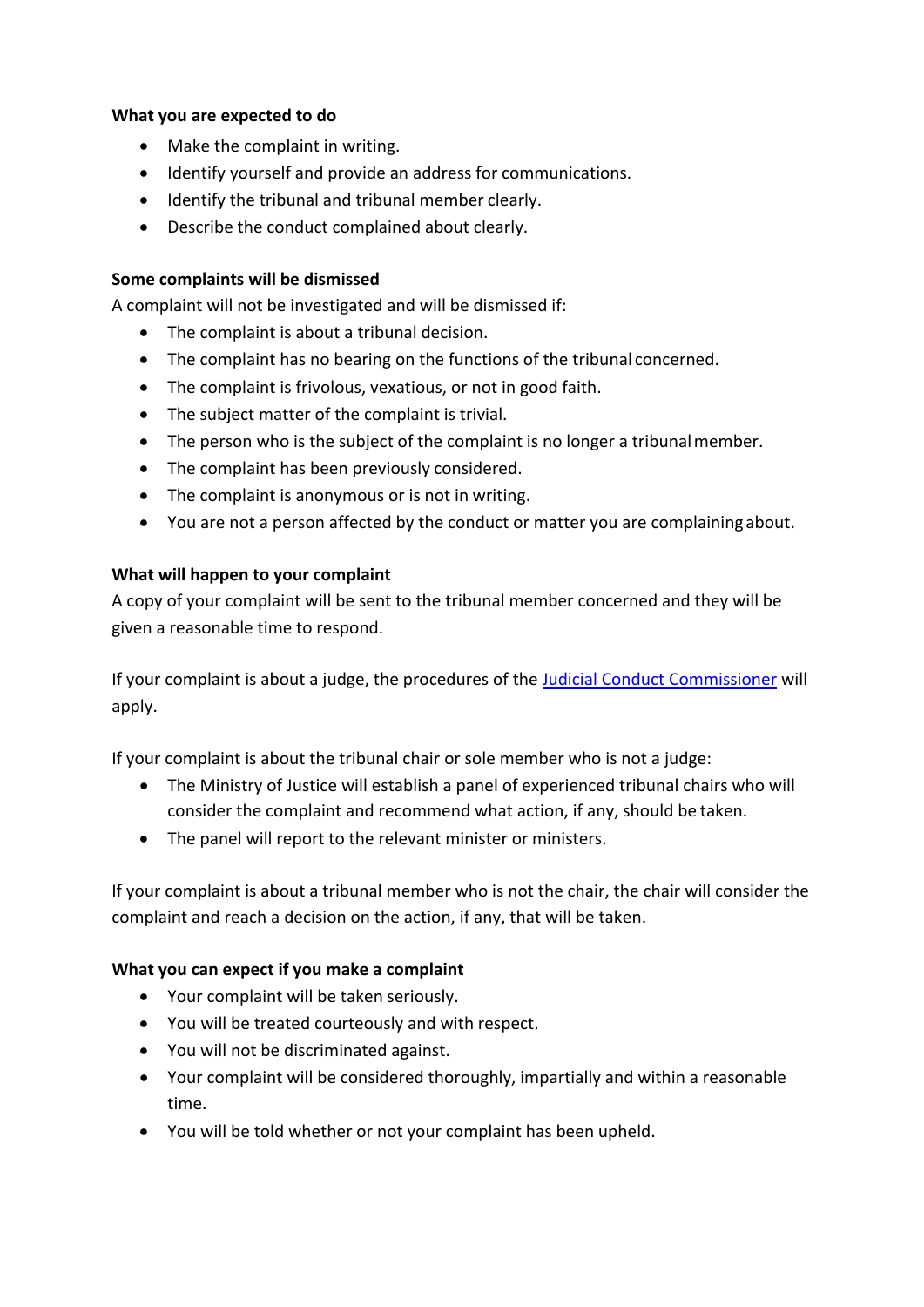**What you are expected to do**

- Make the complaint in writing.
- Identify yourself and provide an address for communications.
- Identify the tribunal and tribunal member clearly.
- Describe the conduct complained about clearly.

**Some complaints will be dismissed**

A complaint will not be investigated and will be dismissed if:

- The complaint is about a tribunal decision.
- The complaint has no bearing on the functions of the tribunal concerned.
- The complaint is frivolous, vexatious, or not in good faith.
- The subject matter of the complaint is trivial.
- The person who is the subject of the complaint is no longer a tribunal member.
- The complaint has been previously considered.
- The complaint is anonymous or is not in writing.
- You are not a person affected by the conduct or matter you are complaining about.

**What will happen to your complaint**

A copy of your complaint will be sent to the tribunal member concerned and they will be given a reasonable time to respond.

If your complaint is about a judge, the procedures of the Judicial Conduct Commissioner will apply.

If your complaint is about the tribunal chair or sole member who is not a judge:

- The Ministry of Justice will establish a panel of experienced tribunal chairs who will consider the complaint and recommend what action, if any, should be taken.
- The panel will report to the relevant minister or ministers.

If your complaint is about a tribunal member who is not the chair, the chair will consider the complaint and reach a decision on the action, if any, that will be taken.

**What you can expect if you make a complaint**

- Your complaint will be taken seriously.
- You will be treated courteously and with respect.
- You will not be discriminated against.
- Your complaint will be considered thoroughly, impartially and within a reasonable time.
- You will be told whether or not your complaint has been upheld.